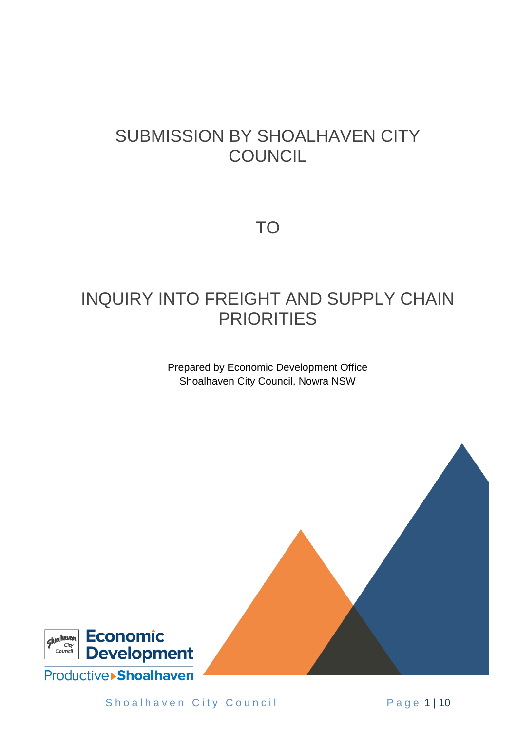# SUBMISSION BY SHOALHAVEN CITY COUNCIL

# TO

# INQUIRY INTO FREIGHT AND SUPPLY CHAIN PRIORITIES

Prepared by Economic Development Office
Shoalhaven City Council, Nowra NSW

Economic Development

Productive Shoalhaven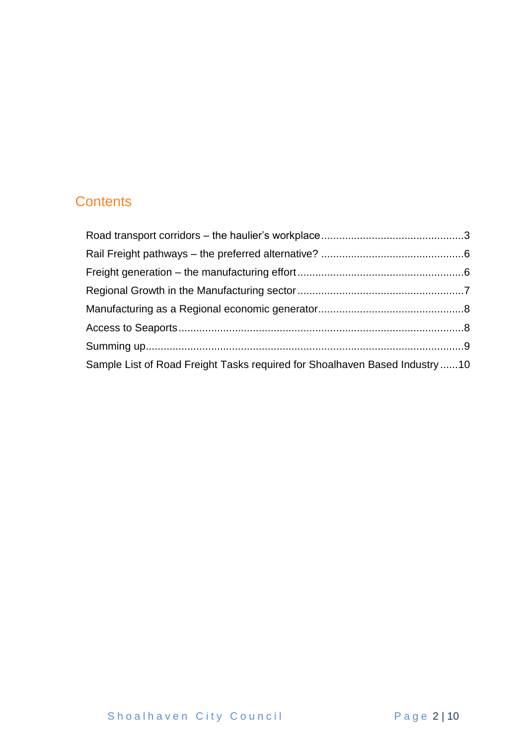## Contents

- Road transport corridors – the haulier's workplace ... 3
- Rail Freight pathways – the preferred alternative? ... 6
- Freight generation – the manufacturing effort ... 6
- Regional Growth in the Manufacturing sector ... 7
- Manufacturing as a Regional economic generator ... 8
- Access to Seaports ... 8
- Summing up ... 9
- Sample List of Road Freight Tasks required for Shoalhaven Based Industry ... 10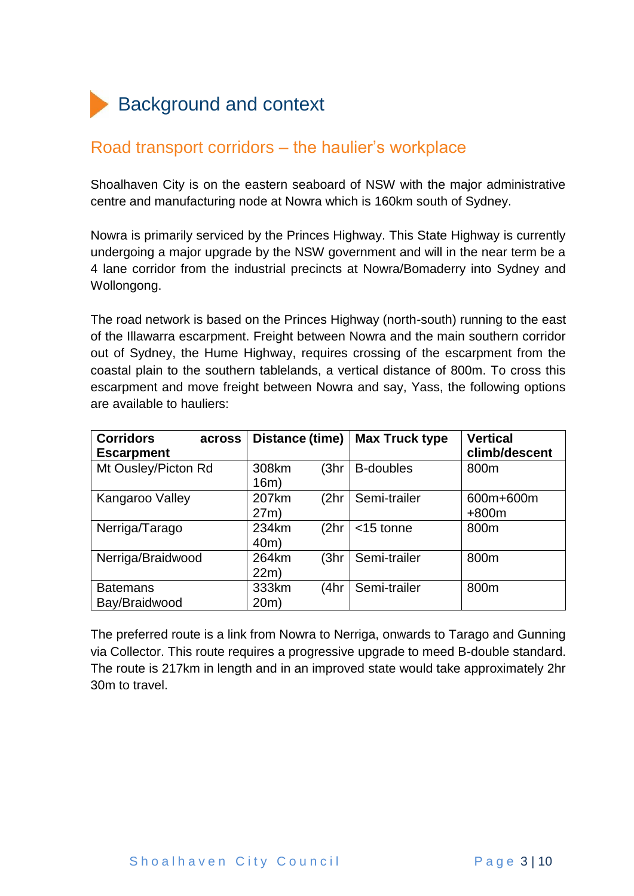# Background and context

## Road transport corridors – the haulier's workplace

Shoalhaven City is on the eastern seaboard of NSW with the major administrative centre and manufacturing node at Nowra which is 160km south of Sydney.

Nowra is primarily serviced by the Princes Highway. This State Highway is currently undergoing a major upgrade by the NSW government and will in the near term be a 4 lane corridor from the industrial precincts at Nowra/Bomaderry into Sydney and Wollongong.

The road network is based on the Princes Highway (north-south) running to the east of the Illawarra escarpment. Freight between Nowra and the main southern corridor out of Sydney, the Hume Highway, requires crossing of the escarpment from the coastal plain to the southern tablelands, a vertical distance of 800m. To cross this escarpment and move freight between Nowra and say, Yass, the following options are available to hauliers:

| Corridors across Escarpment | Distance (time) | Max Truck type | Vertical climb/descent |
|---|---|---|---|
| Mt Ousley/Picton Rd | 308km (3hr 16m) | B-doubles | 800m |
| Kangaroo Valley | 207km (2hr 27m) | Semi-trailer | 600m+600m +800m |
| Nerriga/Tarago | 234km (2hr 40m) | <15 tonne | 800m |
| Nerriga/Braidwood | 264km (3hr 22m) | Semi-trailer | 800m |
| Batemans Bay/Braidwood | 333km (4hr 20m) | Semi-trailer | 800m |

The preferred route is a link from Nowra to Nerriga, onwards to Tarago and Gunning via Collector. This route requires a progressive upgrade to meed B-double standard. The route is 217km in length and in an improved state would take approximately 2hr 30m to travel.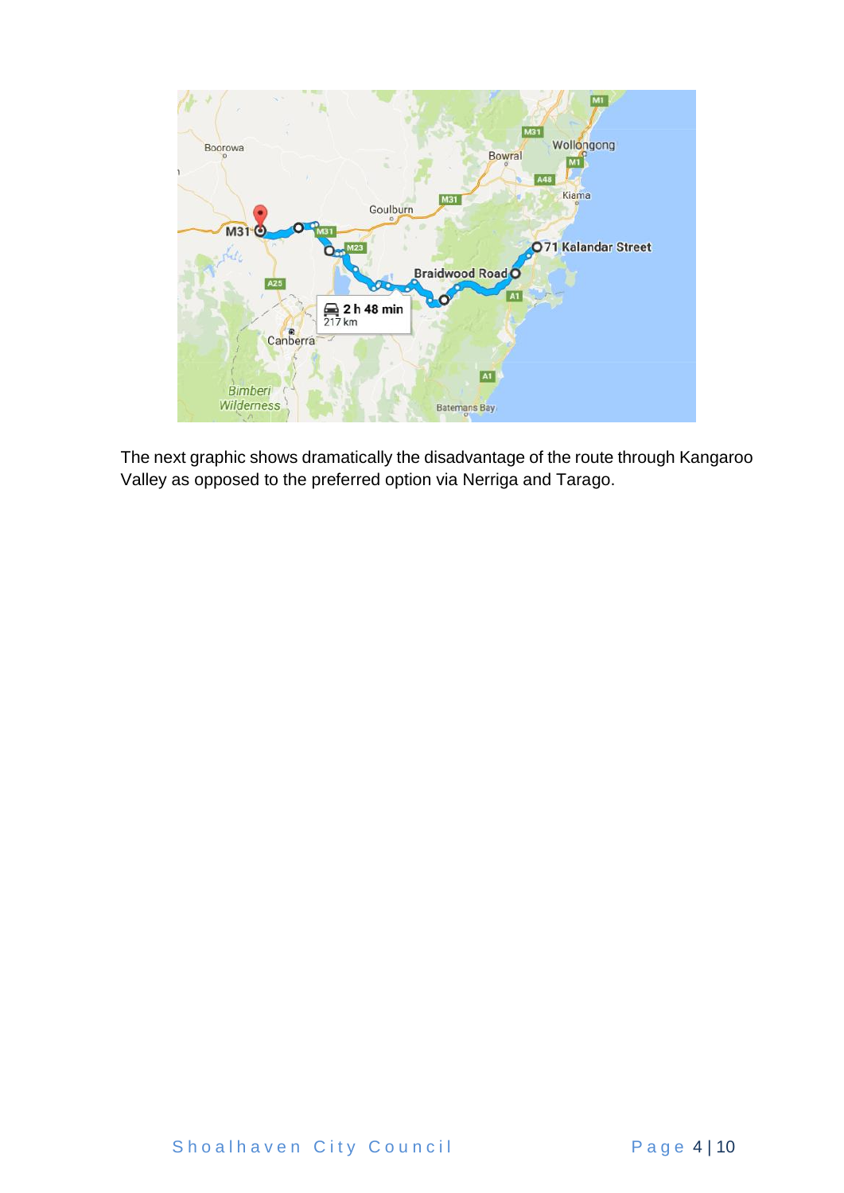M1

M31

Boorowa

Wollongong

Bowral

A48

Kiama

M31

Goulburn

M31

M31

M23

71 Kalandar Street

Braidwood Road

A25

A1

2 h 48 min
217 km

Canberra

A1

Bimberi
Wilderness

Batemans Bay

The next graphic shows dramatically the disadvantage of the route through Kangaroo Valley as opposed to the preferred option via Nerriga and Tarago.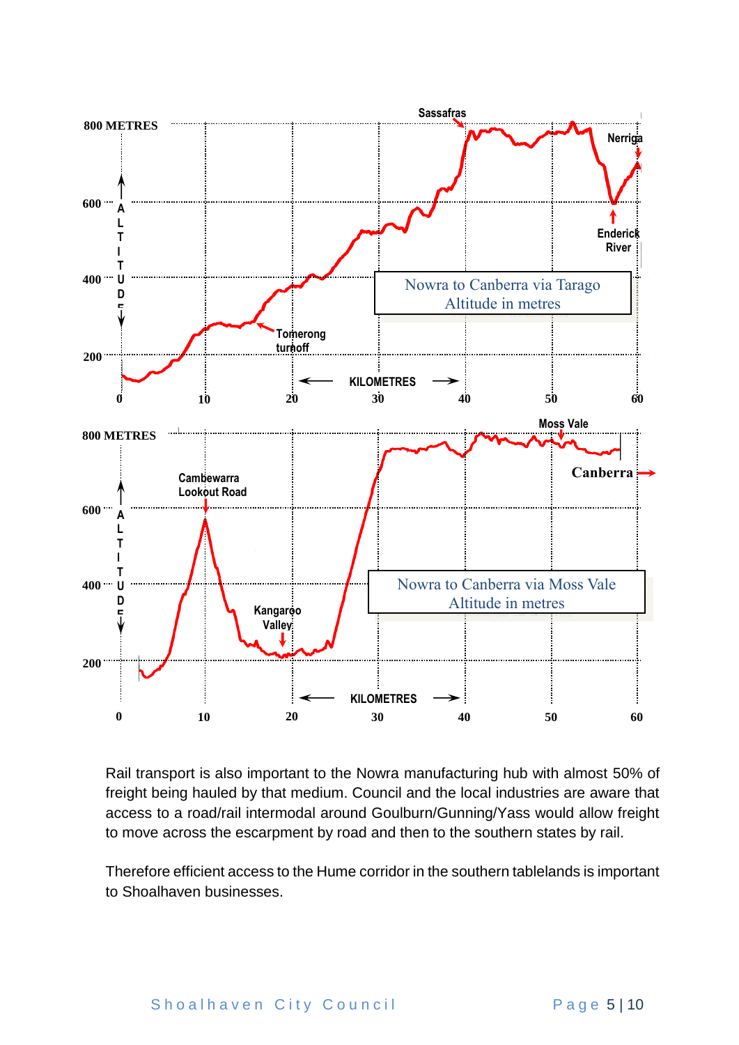800 METRES
600
400
200
ALTITUDE
0
10
20
30
40
50
60
KILOMETRES
Sassafras
Nerriga
Enderick River
Tomerong turnoff
Nowra to Canberra via Tarago
Altitude in metres

800 METRES
600
400
200
ALTITUDE
0
10
20
30
40
50
60
KILOMETRES
Moss Vale
Canberra
Cambewarra Lookout Road
Kangaroo Valley
Nowra to Canberra via Moss Vale
Altitude in metres

Rail transport is also important to the Nowra manufacturing hub with almost 50% of freight being hauled by that medium. Council and the local industries are aware that access to a road/rail intermodal around Goulburn/Gunning/Yass would allow freight to move across the escarpment by road and then to the southern states by rail.

Therefore efficient access to the Hume corridor in the southern tablelands is important to Shoalhaven businesses.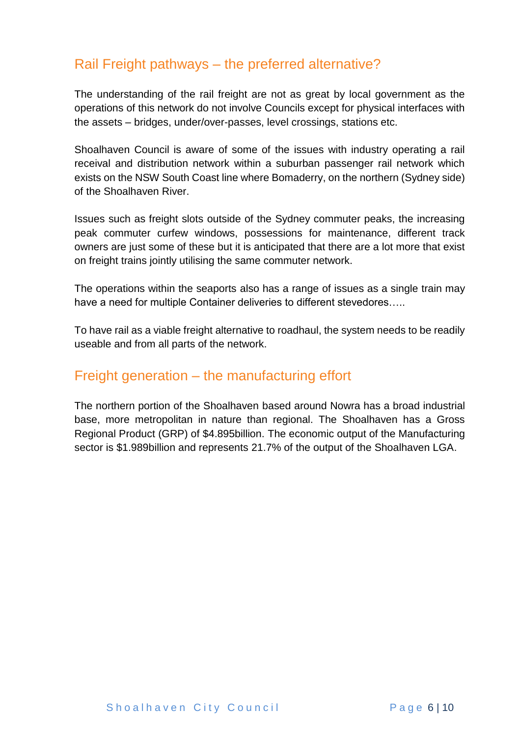## Rail Freight pathways – the preferred alternative?

The understanding of the rail freight are not as great by local government as the operations of this network do not involve Councils except for physical interfaces with the assets – bridges, under/over-passes, level crossings, stations etc.

Shoalhaven Council is aware of some of the issues with industry operating a rail receival and distribution network within a suburban passenger rail network which exists on the NSW South Coast line where Bomaderry, on the northern (Sydney side) of the Shoalhaven River.

Issues such as freight slots outside of the Sydney commuter peaks, the increasing peak commuter curfew windows, possessions for maintenance, different track owners are just some of these but it is anticipated that there are a lot more that exist on freight trains jointly utilising the same commuter network.

The operations within the seaports also has a range of issues as a single train may have a need for multiple Container deliveries to different stevedores…..

To have rail as a viable freight alternative to roadhaul, the system needs to be readily useable and from all parts of the network.

## Freight generation – the manufacturing effort

The northern portion of the Shoalhaven based around Nowra has a broad industrial base, more metropolitan in nature than regional. The Shoalhaven has a Gross Regional Product (GRP) of $4.895billion. The economic output of the Manufacturing sector is $1.989billion and represents 21.7% of the output of the Shoalhaven LGA.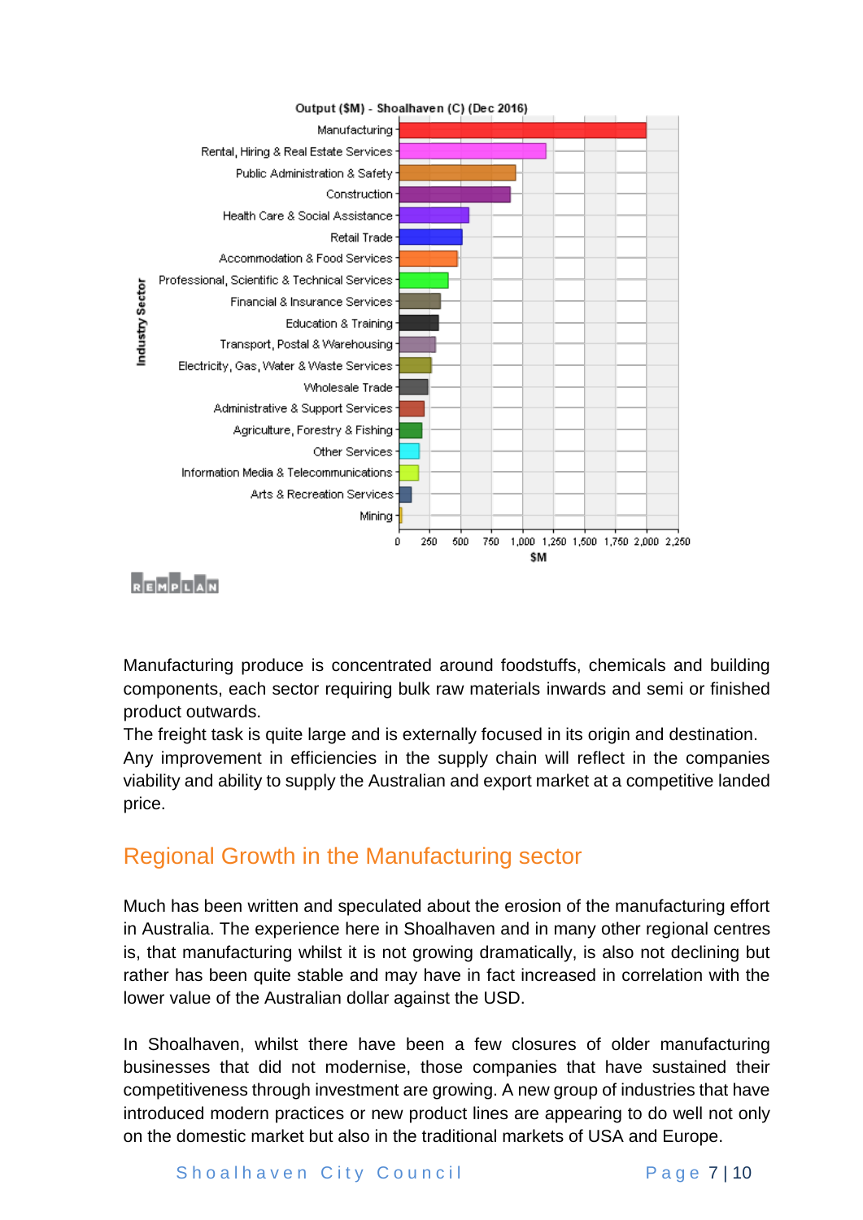Output ($M) - Shoalhaven (C) (Dec 2016)

Industry Sector

Manufacturing
Rental, Hiring & Real Estate Services
Public Administration & Safety
Construction
Health Care & Social Assistance
Retail Trade
Accommodation & Food Services
Professional, Scientific & Technical Services
Financial & Insurance Services
Education & Training
Transport, Postal & Warehousing
Electricity, Gas, Water & Waste Services
Wholesale Trade
Administrative & Support Services
Agriculture, Forestry & Fishing
Other Services
Information Media & Telecommunications
Arts & Recreation Services
Mining

0 250 500 750 1,000 1,250 1,500 1,750 2,000 2,250

$M

REMPLAN

Manufacturing produce is concentrated around foodstuffs, chemicals and building components, each sector requiring bulk raw materials inwards and semi or finished product outwards.
The freight task is quite large and is externally focused in its origin and destination.
Any improvement in efficiencies in the supply chain will reflect in the companies viability and ability to supply the Australian and export market at a competitive landed price.

## Regional Growth in the Manufacturing sector

Much has been written and speculated about the erosion of the manufacturing effort in Australia. The experience here in Shoalhaven and in many other regional centres is, that manufacturing whilst it is not growing dramatically, is also not declining but rather has been quite stable and may have in fact increased in correlation with the lower value of the Australian dollar against the USD.

In Shoalhaven, whilst there have been a few closures of older manufacturing businesses that did not modernise, those companies that have sustained their competitiveness through investment are growing. A new group of industries that have introduced modern practices or new product lines are appearing to do well not only on the domestic market but also in the traditional markets of USA and Europe.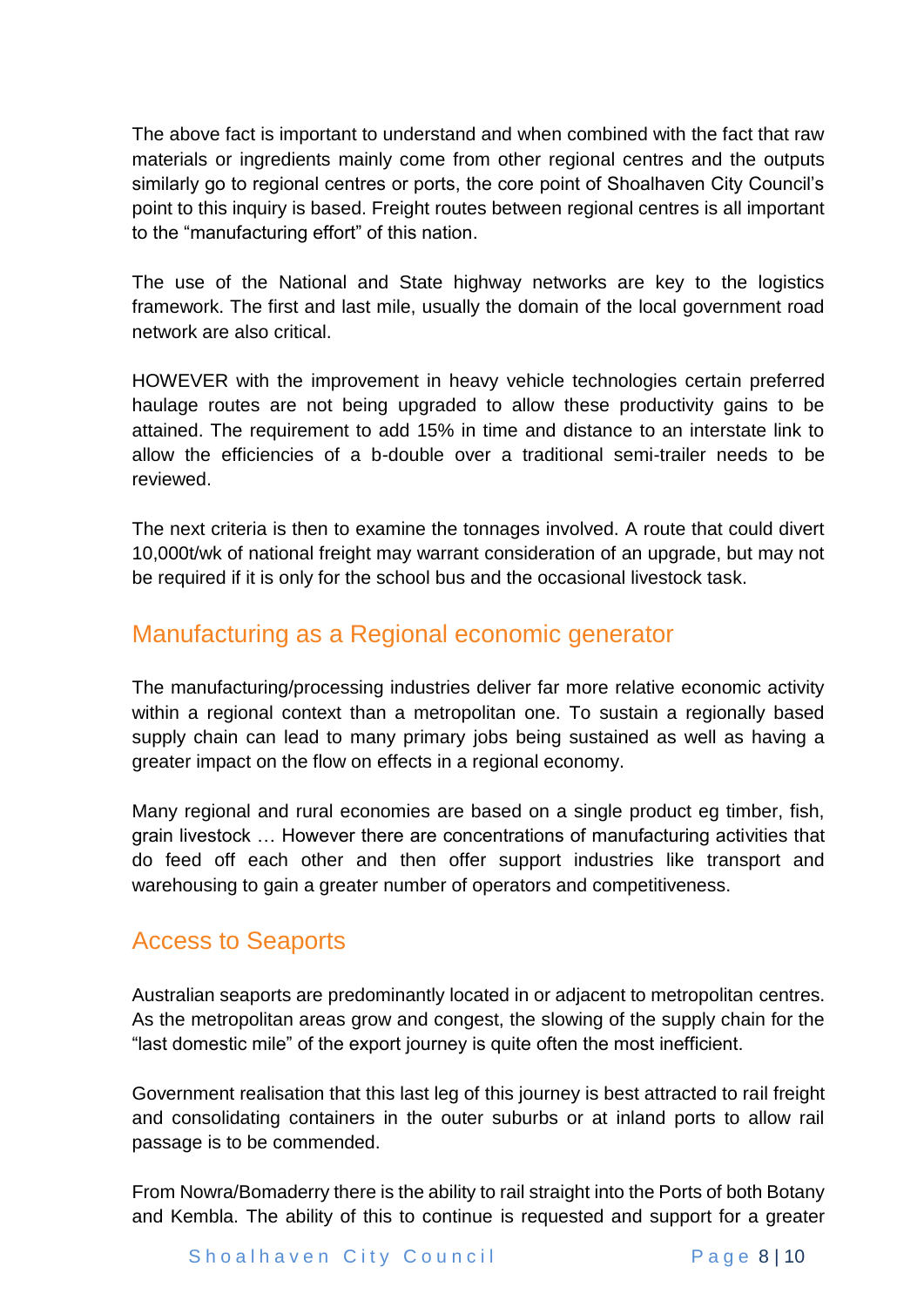The above fact is important to understand and when combined with the fact that raw materials or ingredients mainly come from other regional centres and the outputs similarly go to regional centres or ports, the core point of Shoalhaven City Council's point to this inquiry is based. Freight routes between regional centres is all important to the "manufacturing effort" of this nation.

The use of the National and State highway networks are key to the logistics framework. The first and last mile, usually the domain of the local government road network are also critical.

HOWEVER with the improvement in heavy vehicle technologies certain preferred haulage routes are not being upgraded to allow these productivity gains to be attained. The requirement to add 15% in time and distance to an interstate link to allow the efficiencies of a b-double over a traditional semi-trailer needs to be reviewed.

The next criteria is then to examine the tonnages involved. A route that could divert 10,000t/wk of national freight may warrant consideration of an upgrade, but may not be required if it is only for the school bus and the occasional livestock task.

## Manufacturing as a Regional economic generator

The manufacturing/processing industries deliver far more relative economic activity within a regional context than a metropolitan one. To sustain a regionally based supply chain can lead to many primary jobs being sustained as well as having a greater impact on the flow on effects in a regional economy.

Many regional and rural economies are based on a single product eg timber, fish, grain livestock … However there are concentrations of manufacturing activities that do feed off each other and then offer support industries like transport and warehousing to gain a greater number of operators and competitiveness.

## Access to Seaports

Australian seaports are predominantly located in or adjacent to metropolitan centres. As the metropolitan areas grow and congest, the slowing of the supply chain for the "last domestic mile" of the export journey is quite often the most inefficient.

Government realisation that this last leg of this journey is best attracted to rail freight and consolidating containers in the outer suburbs or at inland ports to allow rail passage is to be commended.

From Nowra/Bomaderry there is the ability to rail straight into the Ports of both Botany and Kembla. The ability of this to continue is requested and support for a greater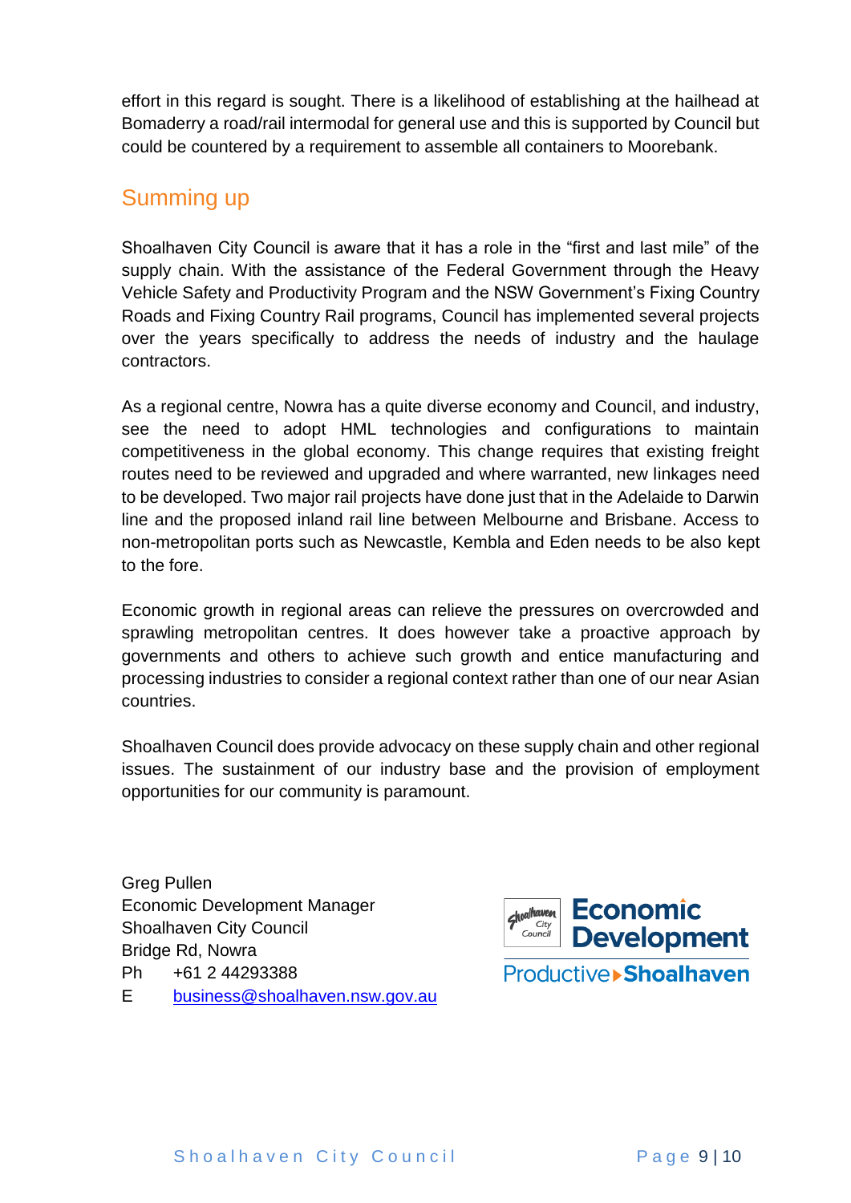effort in this regard is sought. There is a likelihood of establishing at the hailhead at Bomaderry a road/rail intermodal for general use and this is supported by Council but could be countered by a requirement to assemble all containers to Moorebank.

## Summing up

Shoalhaven City Council is aware that it has a role in the "first and last mile" of the supply chain. With the assistance of the Federal Government through the Heavy Vehicle Safety and Productivity Program and the NSW Government's Fixing Country Roads and Fixing Country Rail programs, Council has implemented several projects over the years specifically to address the needs of industry and the haulage contractors.

As a regional centre, Nowra has a quite diverse economy and Council, and industry, see the need to adopt HML technologies and configurations to maintain competitiveness in the global economy. This change requires that existing freight routes need to be reviewed and upgraded and where warranted, new linkages need to be developed. Two major rail projects have done just that in the Adelaide to Darwin line and the proposed inland rail line between Melbourne and Brisbane. Access to non-metropolitan ports such as Newcastle, Kembla and Eden needs to be also kept to the fore.

Economic growth in regional areas can relieve the pressures on overcrowded and sprawling metropolitan centres. It does however take a proactive approach by governments and others to achieve such growth and entice manufacturing and processing industries to consider a regional context rather than one of our near Asian countries.

Shoalhaven Council does provide advocacy on these supply chain and other regional issues. The sustainment of our industry base and the provision of employment opportunities for our community is paramount.

Greg Pullen  
Economic Development Manager  
Shoalhaven City Council  
Bridge Rd, Nowra  
Ph +61 2 44293388  
E business@shoalhaven.nsw.gov.au

Shoalhaven City Council Economic Development  
Productive Shoalhaven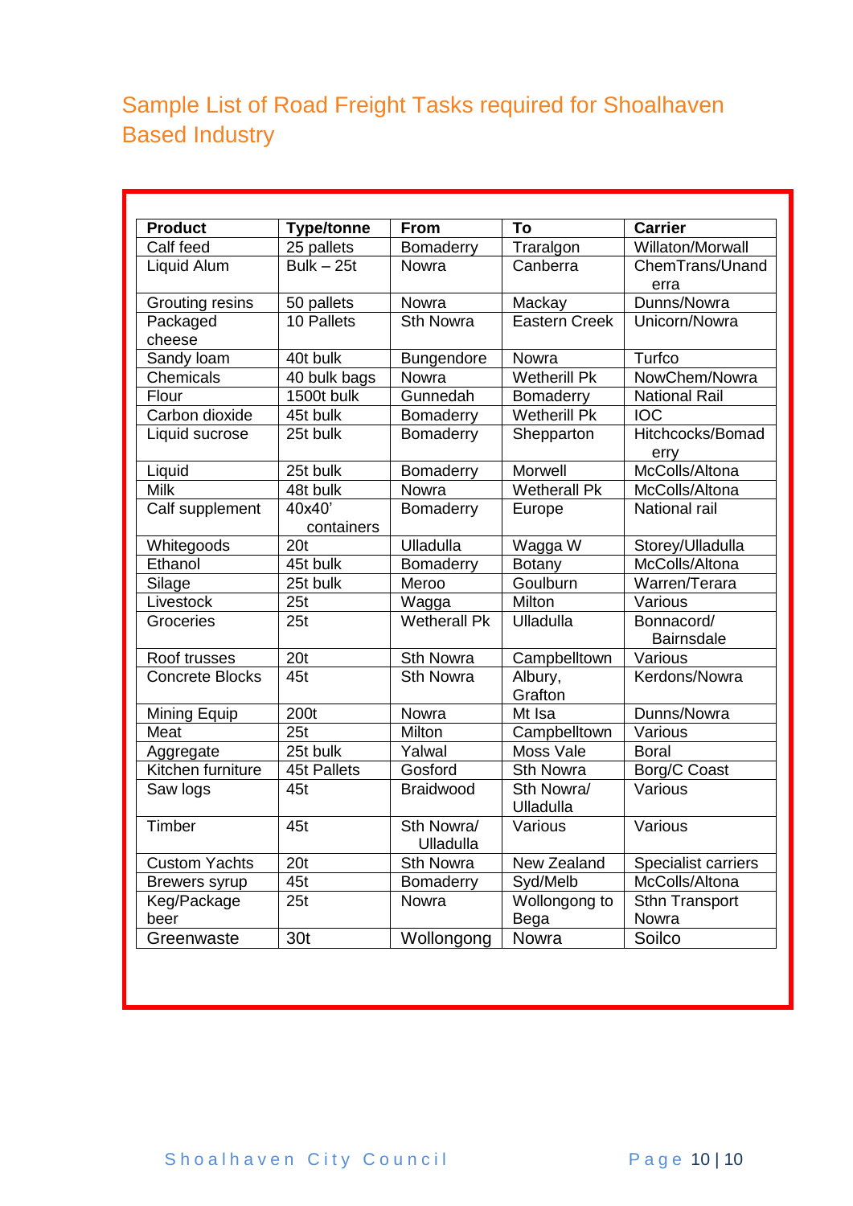## Sample List of Road Freight Tasks required for Shoalhaven Based Industry

| Product | Type/tonne | From | To | Carrier |
|---|---|---|---|---|
| Calf feed | 25 pallets | Bomaderry | Traralgon | Willaton/Morwall |
| Liquid Alum | Bulk – 25t | Nowra | Canberra | ChemTrans/Unanderra |
| Grouting resins | 50 pallets | Nowra | Mackay | Dunns/Nowra |
| Packaged cheese | 10 Pallets | Sth Nowra | Eastern Creek | Unicorn/Nowra |
| Sandy loam | 40t bulk | Bungendore | Nowra | Turfco |
| Chemicals | 40 bulk bags | Nowra | Wetherill Pk | NowChem/Nowra |
| Flour | 1500t bulk | Gunnedah | Bomaderry | National Rail |
| Carbon dioxide | 45t bulk | Bomaderry | Wetherill Pk | IOC |
| Liquid sucrose | 25t bulk | Bomaderry | Shepparton | Hitchcocks/Bomaderry |
| Liquid | 25t bulk | Bomaderry | Morwell | McColls/Altona |
| Milk | 48t bulk | Nowra | Wetherall Pk | McColls/Altona |
| Calf supplement | 40x40' containers | Bomaderry | Europe | National rail |
| Whitegoods | 20t | Ulladulla | Wagga W | Storey/Ulladulla |
| Ethanol | 45t bulk | Bomaderry | Botany | McColls/Altona |
| Silage | 25t bulk | Meroo | Goulburn | Warren/Terara |
| Livestock | 25t | Wagga | Milton | Various |
| Groceries | 25t | Wetherall Pk | Ulladulla | Bonnacord/ Bairnsdale |
| Roof trusses | 20t | Sth Nowra | Campbelltown | Various |
| Concrete Blocks | 45t | Sth Nowra | Albury, Grafton | Kerdons/Nowra |
| Mining Equip | 200t | Nowra | Mt Isa | Dunns/Nowra |
| Meat | 25t | Milton | Campbelltown | Various |
| Aggregate | 25t bulk | Yalwal | Moss Vale | Boral |
| Kitchen furniture | 45t Pallets | Gosford | Sth Nowra | Borg/C Coast |
| Saw logs | 45t | Braidwood | Sth Nowra/ Ulladulla | Various |
| Timber | 45t | Sth Nowra/ Ulladulla | Various | Various |
| Custom Yachts | 20t | Sth Nowra | New Zealand | Specialist carriers |
| Brewers syrup | 45t | Bomaderry | Syd/Melb | McColls/Altona |
| Keg/Package beer | 25t | Nowra | Wollongong to Bega | Sthn Transport Nowra |
| Greenwaste | 30t | Wollongong | Nowra | Soilco |